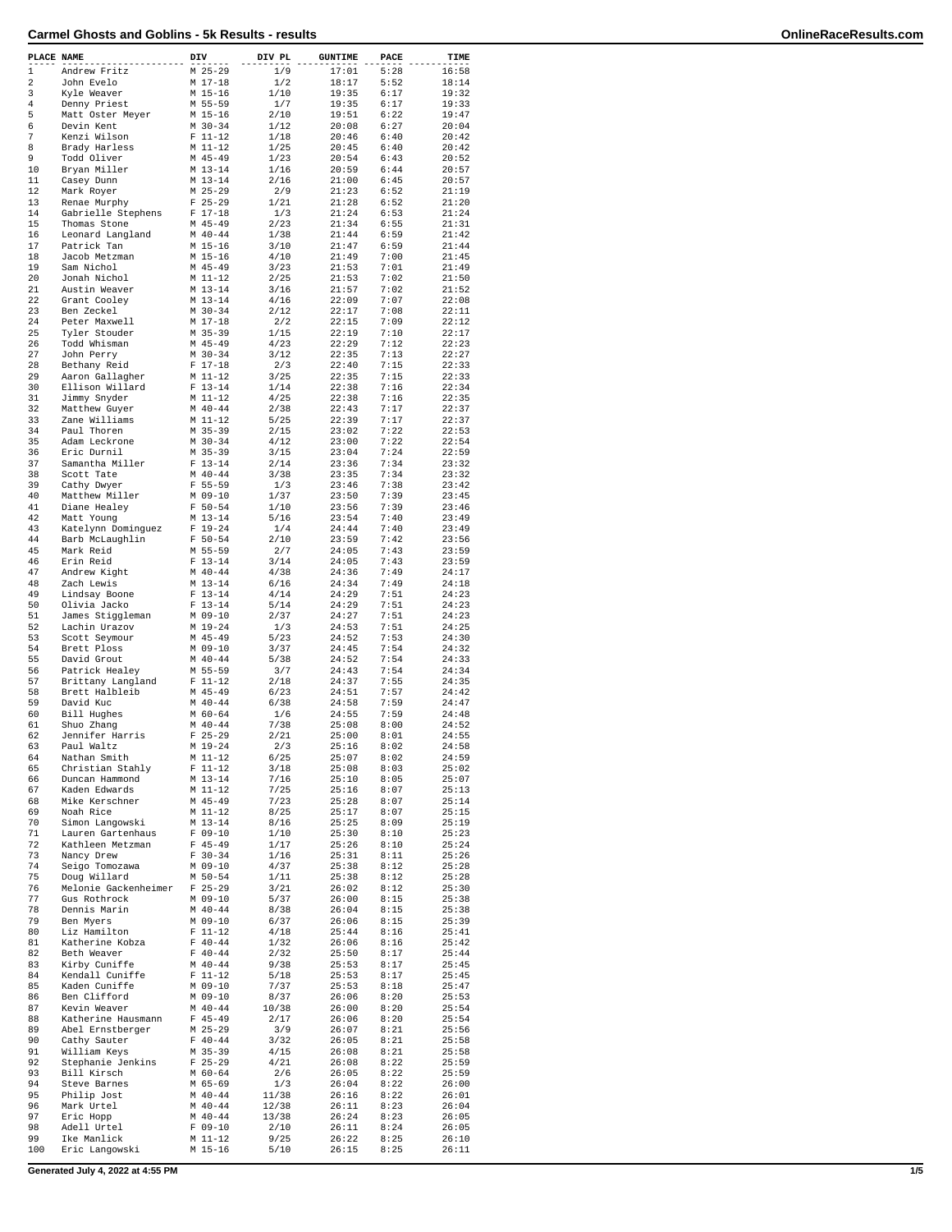# Carmel Ghosts and Goblins - 5k Results - results

| PLACE | NAME | DIV | DIV PL | GUNTIME | PACE | TIME |
|---|---|---|---|---|---|---|
| 1 | Andrew Fritz | M 25-29 | 1/9 | 17:01 | 5:28 | 16:58 |
| 2 | John Evelo | M 17-18 | 1/2 | 18:17 | 5:52 | 18:14 |
| 3 | Kyle Weaver | M 15-16 | 1/10 | 19:35 | 6:17 | 19:32 |
| 4 | Denny Priest | M 55-59 | 1/7 | 19:35 | 6:17 | 19:33 |
| 5 | Matt Oster Meyer | M 15-16 | 2/10 | 19:51 | 6:22 | 19:47 |
| 6 | Devin Kent | M 30-34 | 1/12 | 20:08 | 6:27 | 20:04 |
| 7 | Kenzi Wilson | F 11-12 | 1/18 | 20:46 | 6:40 | 20:42 |
| 8 | Brady Harless | M 11-12 | 1/25 | 20:45 | 6:40 | 20:42 |
| 9 | Todd Oliver | M 45-49 | 1/23 | 20:54 | 6:43 | 20:52 |
| 10 | Bryan Miller | M 13-14 | 1/16 | 20:59 | 6:44 | 20:57 |
| 11 | Casey Dunn | M 13-14 | 2/16 | 21:00 | 6:45 | 20:57 |
| 12 | Mark Royer | M 25-29 | 2/9 | 21:23 | 6:52 | 21:19 |
| 13 | Renae Murphy | F 25-29 | 1/21 | 21:28 | 6:52 | 21:20 |
| 14 | Gabrielle Stephens | F 17-18 | 1/3 | 21:24 | 6:53 | 21:24 |
| 15 | Thomas Stone | M 45-49 | 2/23 | 21:34 | 6:55 | 21:31 |
| 16 | Leonard Langland | M 40-44 | 1/38 | 21:44 | 6:59 | 21:42 |
| 17 | Patrick Tan | M 15-16 | 3/10 | 21:47 | 6:59 | 21:44 |
| 18 | Jacob Metzman | M 15-16 | 4/10 | 21:49 | 7:00 | 21:45 |
| 19 | Sam Nichol | M 45-49 | 3/23 | 21:53 | 7:01 | 21:49 |
| 20 | Jonah Nichol | M 11-12 | 2/25 | 21:53 | 7:02 | 21:50 |
| 21 | Austin Weaver | M 13-14 | 3/16 | 21:57 | 7:02 | 21:52 |
| 22 | Grant Cooley | M 13-14 | 4/16 | 22:09 | 7:07 | 22:08 |
| 23 | Ben Zeckel | M 30-34 | 2/12 | 22:17 | 7:08 | 22:11 |
| 24 | Peter Maxwell | M 17-18 | 2/2 | 22:15 | 7:09 | 22:12 |
| 25 | Tyler Stouder | M 35-39 | 1/15 | 22:19 | 7:10 | 22:17 |
| 26 | Todd Whisman | M 45-49 | 4/23 | 22:29 | 7:12 | 22:23 |
| 27 | John Perry | M 30-34 | 3/12 | 22:35 | 7:13 | 22:27 |
| 28 | Bethany Reid | F 17-18 | 2/3 | 22:40 | 7:15 | 22:33 |
| 29 | Aaron Gallagher | M 11-12 | 3/25 | 22:35 | 7:15 | 22:33 |
| 30 | Ellison Willard | F 13-14 | 1/14 | 22:38 | 7:16 | 22:34 |
| 31 | Jimmy Snyder | M 11-12 | 4/25 | 22:38 | 7:16 | 22:35 |
| 32 | Matthew Guyer | M 40-44 | 2/38 | 22:43 | 7:17 | 22:37 |
| 33 | Zane Williams | M 11-12 | 5/25 | 22:39 | 7:17 | 22:37 |
| 34 | Paul Thoren | M 35-39 | 2/15 | 23:02 | 7:22 | 22:53 |
| 35 | Adam Leckrone | M 30-34 | 4/12 | 23:00 | 7:22 | 22:54 |
| 36 | Eric Durnil | M 35-39 | 3/15 | 23:04 | 7:24 | 22:59 |
| 37 | Samantha Miller | F 13-14 | 2/14 | 23:36 | 7:34 | 23:32 |
| 38 | Scott Tate | M 40-44 | 3/38 | 23:35 | 7:34 | 23:32 |
| 39 | Cathy Dwyer | F 55-59 | 1/3 | 23:46 | 7:38 | 23:42 |
| 40 | Matthew Miller | M 09-10 | 1/37 | 23:50 | 7:39 | 23:45 |
| 41 | Diane Healey | F 50-54 | 1/10 | 23:56 | 7:39 | 23:46 |
| 42 | Matt Young | M 13-14 | 5/16 | 23:54 | 7:40 | 23:49 |
| 43 | Katelynn Dominguez | F 19-24 | 1/4 | 24:44 | 7:40 | 23:49 |
| 44 | Barb McLaughlin | F 50-54 | 2/10 | 23:59 | 7:42 | 23:56 |
| 45 | Mark Reid | M 55-59 | 2/7 | 24:05 | 7:43 | 23:59 |
| 46 | Erin Reid | F 13-14 | 3/14 | 24:05 | 7:43 | 23:59 |
| 47 | Andrew Kight | M 40-44 | 4/38 | 24:36 | 7:49 | 24:17 |
| 48 | Zach Lewis | M 13-14 | 6/16 | 24:34 | 7:49 | 24:18 |
| 49 | Lindsay Boone | F 13-14 | 4/14 | 24:29 | 7:51 | 24:23 |
| 50 | Olivia Jacko | F 13-14 | 5/14 | 24:29 | 7:51 | 24:23 |
| 51 | James Stiggleman | M 09-10 | 2/37 | 24:27 | 7:51 | 24:23 |
| 52 | Lachin Urazov | M 19-24 | 1/3 | 24:53 | 7:51 | 24:25 |
| 53 | Scott Seymour | M 45-49 | 5/23 | 24:52 | 7:53 | 24:30 |
| 54 | Brett Ploss | M 09-10 | 3/37 | 24:45 | 7:54 | 24:32 |
| 55 | David Grout | M 40-44 | 5/38 | 24:52 | 7:54 | 24:33 |
| 56 | Patrick Healey | M 55-59 | 3/7 | 24:43 | 7:54 | 24:34 |
| 57 | Brittany Langland | F 11-12 | 2/18 | 24:37 | 7:55 | 24:35 |
| 58 | Brett Halbleib | M 45-49 | 6/23 | 24:51 | 7:57 | 24:42 |
| 59 | David Kuc | M 40-44 | 6/38 | 24:58 | 7:59 | 24:47 |
| 60 | Bill Hughes | M 60-64 | 1/6 | 24:55 | 7:59 | 24:48 |
| 61 | Shuo Zhang | M 40-44 | 7/38 | 25:08 | 8:00 | 24:52 |
| 62 | Jennifer Harris | F 25-29 | 2/21 | 25:00 | 8:01 | 24:55 |
| 63 | Paul Waltz | M 19-24 | 2/3 | 25:16 | 8:02 | 24:58 |
| 64 | Nathan Smith | M 11-12 | 6/25 | 25:07 | 8:02 | 24:59 |
| 65 | Christian Stahly | F 11-12 | 3/18 | 25:08 | 8:03 | 25:02 |
| 66 | Duncan Hammond | M 13-14 | 7/16 | 25:10 | 8:05 | 25:07 |
| 67 | Kaden Edwards | M 11-12 | 7/25 | 25:16 | 8:07 | 25:13 |
| 68 | Mike Kerschner | M 45-49 | 7/23 | 25:28 | 8:07 | 25:14 |
| 69 | Noah Rice | M 11-12 | 8/25 | 25:17 | 8:07 | 25:15 |
| 70 | Simon Langowski | M 13-14 | 8/16 | 25:25 | 8:09 | 25:19 |
| 71 | Lauren Gartenhaus | F 09-10 | 1/10 | 25:30 | 8:10 | 25:23 |
| 72 | Kathleen Metzman | F 45-49 | 1/17 | 25:26 | 8:10 | 25:24 |
| 73 | Nancy Drew | F 30-34 | 1/16 | 25:31 | 8:11 | 25:26 |
| 74 | Seigo Tomozawa | M 09-10 | 4/37 | 25:38 | 8:12 | 25:28 |
| 75 | Doug Willard | M 50-54 | 1/11 | 25:38 | 8:12 | 25:28 |
| 76 | Melonie Gackenheimer | F 25-29 | 3/21 | 26:02 | 8:12 | 25:30 |
| 77 | Gus Rothrock | M 09-10 | 5/37 | 26:00 | 8:15 | 25:38 |
| 78 | Dennis Marin | M 40-44 | 8/38 | 26:04 | 8:15 | 25:38 |
| 79 | Ben Myers | M 09-10 | 6/37 | 26:06 | 8:15 | 25:39 |
| 80 | Liz Hamilton | F 11-12 | 4/18 | 25:44 | 8:16 | 25:41 |
| 81 | Katherine Kobza | F 40-44 | 1/32 | 26:06 | 8:16 | 25:42 |
| 82 | Beth Weaver | F 40-44 | 2/32 | 25:50 | 8:17 | 25:44 |
| 83 | Kirby Cuniffe | M 40-44 | 9/38 | 25:53 | 8:17 | 25:45 |
| 84 | Kendall Cuniffe | F 11-12 | 5/18 | 25:53 | 8:17 | 25:45 |
| 85 | Kaden Cuniffe | M 09-10 | 7/37 | 25:53 | 8:18 | 25:47 |
| 86 | Ben Clifford | M 09-10 | 8/37 | 26:06 | 8:20 | 25:53 |
| 87 | Kevin Weaver | M 40-44 | 10/38 | 26:00 | 8:20 | 25:54 |
| 88 | Katherine Hausmann | F 45-49 | 2/17 | 26:06 | 8:20 | 25:54 |
| 89 | Abel Ernstberger | M 25-29 | 3/9 | 26:07 | 8:21 | 25:56 |
| 90 | Cathy Sauter | F 40-44 | 3/32 | 26:05 | 8:21 | 25:58 |
| 91 | William Keys | M 35-39 | 4/15 | 26:08 | 8:21 | 25:58 |
| 92 | Stephanie Jenkins | F 25-29 | 4/21 | 26:08 | 8:22 | 25:59 |
| 93 | Bill Kirsch | M 60-64 | 2/6 | 26:05 | 8:22 | 25:59 |
| 94 | Steve Barnes | M 65-69 | 1/3 | 26:04 | 8:22 | 26:00 |
| 95 | Philip Jost | M 40-44 | 11/38 | 26:16 | 8:22 | 26:01 |
| 96 | Mark Urtel | M 40-44 | 12/38 | 26:11 | 8:23 | 26:04 |
| 97 | Eric Hopp | M 40-44 | 13/38 | 26:24 | 8:23 | 26:05 |
| 98 | Adell Urtel | F 09-10 | 2/10 | 26:11 | 8:24 | 26:05 |
| 99 | Ike Manlick | M 11-12 | 9/25 | 26:22 | 8:25 | 26:10 |
| 100 | Eric Langowski | M 15-16 | 5/10 | 26:15 | 8:25 | 26:11 |

Generated July 4, 2022 at 4:55 PM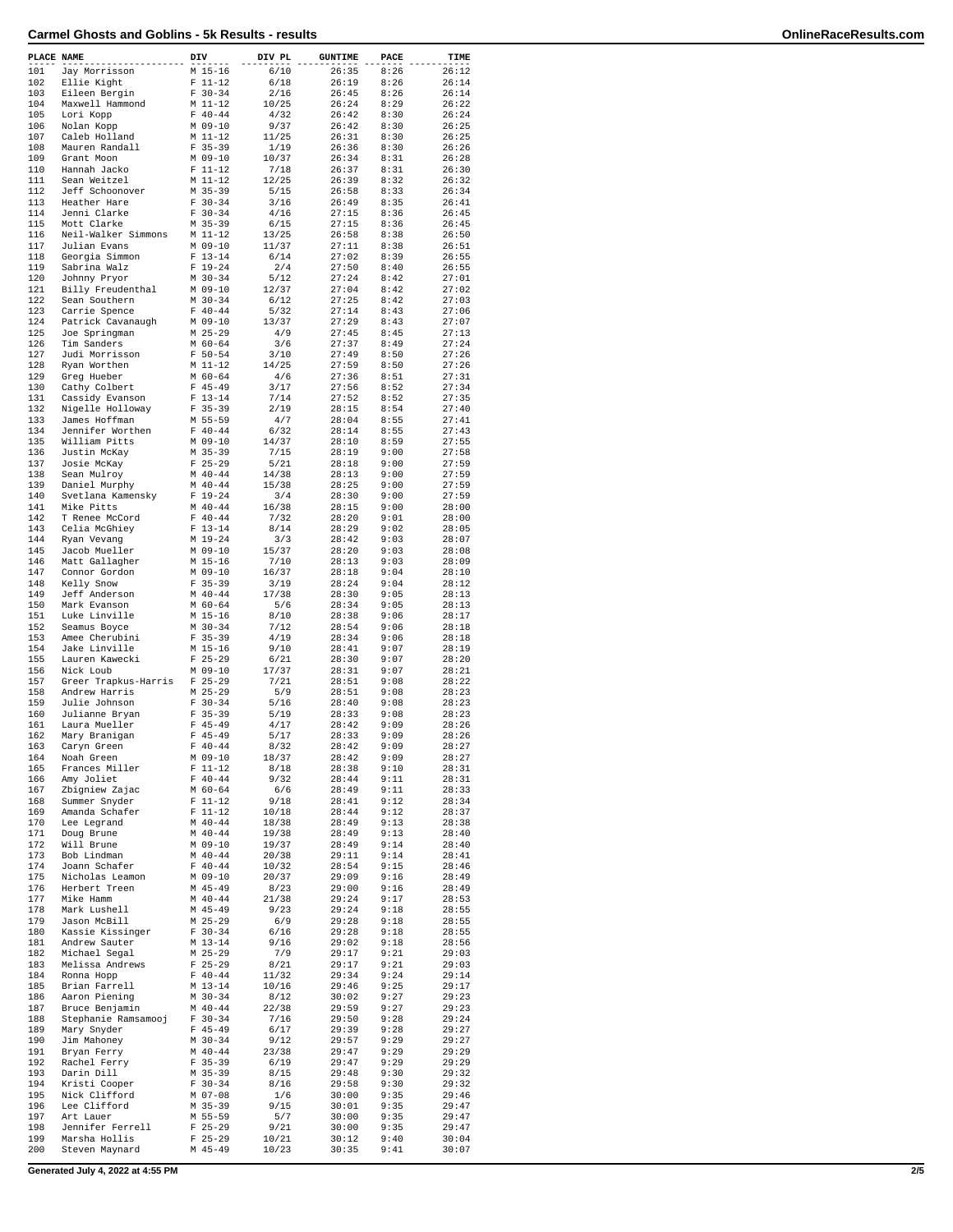| PLACE | NAME | DIV | DIV PL | GUNTIME | PACE | TIME |
|---|---|---|---|---|---|---|
| 101 | Jay Morrisson | M 15-16 | 6/10 | 26:35 | 8:26 | 26:12 |
| 102 | Ellie Kight | F 11-12 | 6/18 | 26:19 | 8:26 | 26:14 |
| 103 | Eileen Bergin | F 30-34 | 2/16 | 26:45 | 8:26 | 26:14 |
| 104 | Maxwell Hammond | M 11-12 | 10/25 | 26:24 | 8:29 | 26:22 |
| 105 | Lori Kopp | F 40-44 | 4/32 | 26:42 | 8:30 | 26:24 |
| 106 | Nolan Kopp | M 09-10 | 9/37 | 26:42 | 8:30 | 26:25 |
| 107 | Caleb Holland | M 11-12 | 11/25 | 26:31 | 8:30 | 26:25 |
| 108 | Mauren Randall | F 35-39 | 1/19 | 26:36 | 8:30 | 26:26 |
| 109 | Grant Moon | M 09-10 | 10/37 | 26:34 | 8:31 | 26:28 |
| 110 | Hannah Jacko | F 11-12 | 7/18 | 26:37 | 8:31 | 26:30 |
| 111 | Sean Weitzel | M 11-12 | 12/25 | 26:39 | 8:32 | 26:32 |
| 112 | Jeff Schoonover | M 35-39 | 5/15 | 26:58 | 8:33 | 26:34 |
| 113 | Heather Hare | F 30-34 | 3/16 | 26:49 | 8:35 | 26:41 |
| 114 | Jenni Clarke | F 30-34 | 4/16 | 27:15 | 8:36 | 26:45 |
| 115 | Mott Clarke | M 35-39 | 6/15 | 27:15 | 8:36 | 26:45 |
| 116 | Neil-Walker Simmons | M 11-12 | 13/25 | 26:58 | 8:38 | 26:50 |
| 117 | Julian Evans | M 09-10 | 11/37 | 27:11 | 8:38 | 26:51 |
| 118 | Georgia Simmon | F 13-14 | 6/14 | 27:02 | 8:39 | 26:55 |
| 119 | Sabrina Walz | F 19-24 | 2/4 | 27:50 | 8:40 | 26:55 |
| 120 | Johnny Pryor | M 30-34 | 5/12 | 27:24 | 8:42 | 27:01 |
| 121 | Billy Freudenthal | M 09-10 | 12/37 | 27:04 | 8:42 | 27:02 |
| 122 | Sean Southern | M 30-34 | 6/12 | 27:25 | 8:42 | 27:03 |
| 123 | Carrie Spence | F 40-44 | 5/32 | 27:14 | 8:43 | 27:06 |
| 124 | Patrick Cavanaugh | M 09-10 | 13/37 | 27:29 | 8:43 | 27:07 |
| 125 | Joe Springman | M 25-29 | 4/9 | 27:45 | 8:45 | 27:13 |
| 126 | Tim Sanders | M 60-64 | 3/6 | 27:37 | 8:49 | 27:24 |
| 127 | Judi Morrisson | F 50-54 | 3/10 | 27:49 | 8:50 | 27:26 |
| 128 | Ryan Worthen | M 11-12 | 14/25 | 27:59 | 8:50 | 27:26 |
| 129 | Greg Hueber | M 60-64 | 4/6 | 27:36 | 8:51 | 27:31 |
| 130 | Cathy Colbert | F 45-49 | 3/17 | 27:56 | 8:52 | 27:34 |
| 131 | Cassidy Evanson | F 13-14 | 7/14 | 27:52 | 8:52 | 27:35 |
| 132 | Nigelle Holloway | F 35-39 | 2/19 | 28:15 | 8:54 | 27:40 |
| 133 | James Hoffman | M 55-59 | 4/7 | 28:04 | 8:55 | 27:41 |
| 134 | Jennifer Worthen | F 40-44 | 6/32 | 28:14 | 8:55 | 27:43 |
| 135 | William Pitts | M 09-10 | 14/37 | 28:10 | 8:59 | 27:55 |
| 136 | Justin McKay | M 35-39 | 7/15 | 28:19 | 9:00 | 27:58 |
| 137 | Josie McKay | F 25-29 | 5/21 | 28:18 | 9:00 | 27:59 |
| 138 | Sean Mulroy | M 40-44 | 14/38 | 28:13 | 9:00 | 27:59 |
| 139 | Daniel Murphy | M 40-44 | 15/38 | 28:25 | 9:00 | 27:59 |
| 140 | Svetlana Kamensky | F 19-24 | 3/4 | 28:30 | 9:00 | 27:59 |
| 141 | Mike Pitts | M 40-44 | 16/38 | 28:15 | 9:00 | 28:00 |
| 142 | T Renee McCord | F 40-44 | 7/32 | 28:20 | 9:01 | 28:00 |
| 143 | Celia McGhiey | F 13-14 | 8/14 | 28:29 | 9:02 | 28:05 |
| 144 | Ryan Vevang | M 19-24 | 3/3 | 28:42 | 9:03 | 28:07 |
| 145 | Jacob Mueller | M 09-10 | 15/37 | 28:20 | 9:03 | 28:08 |
| 146 | Matt Gallagher | M 15-16 | 7/10 | 28:13 | 9:03 | 28:09 |
| 147 | Connor Gordon | M 09-10 | 16/37 | 28:18 | 9:04 | 28:10 |
| 148 | Kelly Snow | F 35-39 | 3/19 | 28:24 | 9:04 | 28:12 |
| 149 | Jeff Anderson | M 40-44 | 17/38 | 28:30 | 9:05 | 28:13 |
| 150 | Mark Evanson | M 60-64 | 5/6 | 28:34 | 9:05 | 28:13 |
| 151 | Luke Linville | M 15-16 | 8/10 | 28:38 | 9:06 | 28:17 |
| 152 | Seamus Boyce | M 30-34 | 7/12 | 28:54 | 9:06 | 28:18 |
| 153 | Amee Cherubini | F 35-39 | 4/19 | 28:34 | 9:06 | 28:18 |
| 154 | Jake Linville | M 15-16 | 9/10 | 28:41 | 9:07 | 28:19 |
| 155 | Lauren Kawecki | F 25-29 | 6/21 | 28:30 | 9:07 | 28:20 |
| 156 | Nick Loub | M 09-10 | 17/37 | 28:31 | 9:07 | 28:21 |
| 157 | Greer Trapkus-Harris | F 25-29 | 7/21 | 28:51 | 9:08 | 28:22 |
| 158 | Andrew Harris | M 25-29 | 5/9 | 28:51 | 9:08 | 28:23 |
| 159 | Julie Johnson | F 30-34 | 5/16 | 28:40 | 9:08 | 28:23 |
| 160 | Julianne Bryan | F 35-39 | 5/19 | 28:33 | 9:08 | 28:23 |
| 161 | Laura Mueller | F 45-49 | 4/17 | 28:42 | 9:09 | 28:26 |
| 162 | Mary Branigan | F 45-49 | 5/17 | 28:33 | 9:09 | 28:26 |
| 163 | Caryn Green | F 40-44 | 8/32 | 28:42 | 9:09 | 28:27 |
| 164 | Noah Green | M 09-10 | 18/37 | 28:42 | 9:09 | 28:27 |
| 165 | Frances Miller | F 11-12 | 8/18 | 28:38 | 9:10 | 28:31 |
| 166 | Amy Joliet | F 40-44 | 9/32 | 28:44 | 9:11 | 28:31 |
| 167 | Zbigniew Zajac | M 60-64 | 6/6 | 28:49 | 9:11 | 28:33 |
| 168 | Summer Snyder | F 11-12 | 9/18 | 28:41 | 9:12 | 28:34 |
| 169 | Amanda Schafer | F 11-12 | 10/18 | 28:44 | 9:12 | 28:37 |
| 170 | Lee Legrand | M 40-44 | 18/38 | 28:49 | 9:13 | 28:38 |
| 171 | Doug Brune | M 40-44 | 19/38 | 28:49 | 9:13 | 28:40 |
| 172 | Will Brune | M 09-10 | 19/37 | 28:49 | 9:14 | 28:40 |
| 173 | Bob Lindman | M 40-44 | 20/38 | 29:11 | 9:14 | 28:41 |
| 174 | Joann Schafer | F 40-44 | 10/32 | 28:54 | 9:15 | 28:46 |
| 175 | Nicholas Leamon | M 09-10 | 20/37 | 29:09 | 9:16 | 28:49 |
| 176 | Herbert Treen | M 45-49 | 8/23 | 29:00 | 9:16 | 28:49 |
| 177 | Mike Hamm | M 40-44 | 21/38 | 29:24 | 9:17 | 28:53 |
| 178 | Mark Lushell | M 45-49 | 9/23 | 29:24 | 9:18 | 28:55 |
| 179 | Jason McBill | M 25-29 | 6/9 | 29:28 | 9:18 | 28:55 |
| 180 | Kassie Kissinger | F 30-34 | 6/16 | 29:28 | 9:18 | 28:55 |
| 181 | Andrew Sauter | M 13-14 | 9/16 | 29:02 | 9:18 | 28:56 |
| 182 | Michael Segal | M 25-29 | 7/9 | 29:17 | 9:21 | 29:03 |
| 183 | Melissa Andrews | F 25-29 | 8/21 | 29:17 | 9:21 | 29:03 |
| 184 | Ronna Hopp | F 40-44 | 11/32 | 29:34 | 9:24 | 29:14 |
| 185 | Brian Farrell | M 13-14 | 10/16 | 29:46 | 9:25 | 29:17 |
| 186 | Aaron Piening | M 30-34 | 8/12 | 30:02 | 9:27 | 29:23 |
| 187 | Bruce Benjamin | M 40-44 | 22/38 | 29:59 | 9:27 | 29:23 |
| 188 | Stephanie Ramsamooj | F 30-34 | 7/16 | 29:50 | 9:28 | 29:24 |
| 189 | Mary Snyder | F 45-49 | 6/17 | 29:39 | 9:28 | 29:27 |
| 190 | Jim Mahoney | M 30-34 | 9/12 | 29:57 | 9:29 | 29:27 |
| 191 | Bryan Ferry | M 40-44 | 23/38 | 29:47 | 9:29 | 29:29 |
| 192 | Rachel Ferry | F 35-39 | 6/19 | 29:47 | 9:29 | 29:29 |
| 193 | Darin Dill | M 35-39 | 8/15 | 29:48 | 9:30 | 29:32 |
| 194 | Kristi Cooper | F 30-34 | 8/16 | 29:58 | 9:30 | 29:32 |
| 195 | Nick Clifford | M 07-08 | 1/6 | 30:00 | 9:35 | 29:46 |
| 196 | Lee Clifford | M 35-39 | 9/15 | 30:01 | 9:35 | 29:47 |
| 197 | Art Lauer | M 55-59 | 5/7 | 30:00 | 9:35 | 29:47 |
| 198 | Jennifer Ferrell | F 25-29 | 9/21 | 30:00 | 9:35 | 29:47 |
| 199 | Marsha Hollis | F 25-29 | 10/21 | 30:12 | 9:40 | 30:04 |
| 200 | Steven Maynard | M 45-49 | 10/23 | 30:35 | 9:41 | 30:07 |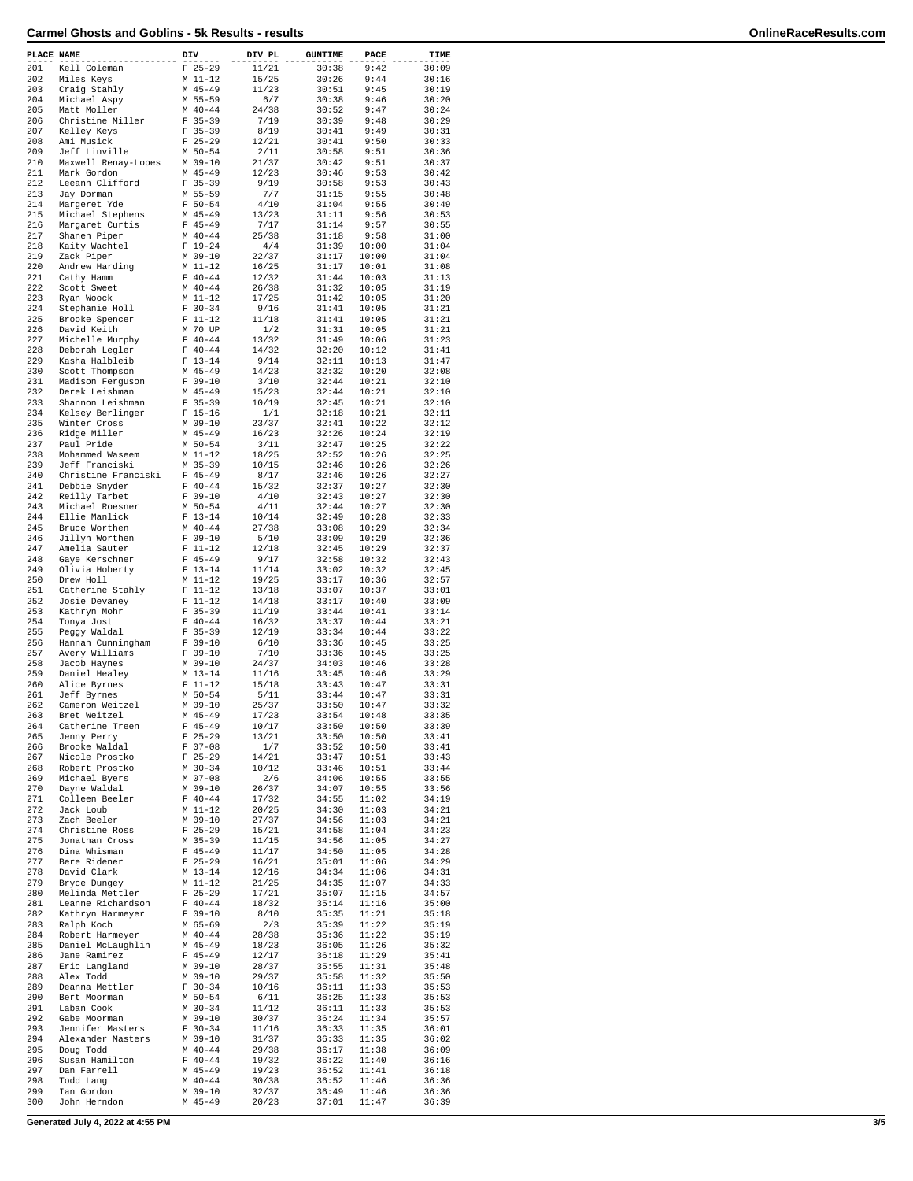# Carmel Ghosts and Goblins - 5k Results - results

| PLACE | NAME | DIV | DIV PL | GUNTIME | PACE | TIME |
|---|---|---|---|---|---|---|
| 201 | Kell Coleman | F 25-29 | 11/21 | 30:38 | 9:42 | 30:09 |
| 202 | Miles Keys | M 11-12 | 15/25 | 30:26 | 9:44 | 30:16 |
| 203 | Craig Stahly | M 45-49 | 11/23 | 30:51 | 9:45 | 30:19 |
| 204 | Michael Aspy | M 55-59 | 6/7 | 30:38 | 9:46 | 30:20 |
| 205 | Matt Moller | M 40-44 | 24/38 | 30:52 | 9:47 | 30:24 |
| 206 | Christine Miller | F 35-39 | 7/19 | 30:39 | 9:48 | 30:29 |
| 207 | Kelley Keys | F 35-39 | 8/19 | 30:41 | 9:49 | 30:31 |
| 208 | Ami Musick | F 25-29 | 12/21 | 30:41 | 9:50 | 30:33 |
| 209 | Jeff Linville | M 50-54 | 2/11 | 30:58 | 9:51 | 30:36 |
| 210 | Maxwell Renay-Lopes | M 09-10 | 21/37 | 30:42 | 9:51 | 30:37 |
| 211 | Mark Gordon | M 45-49 | 12/23 | 30:46 | 9:53 | 30:42 |
| 212 | Leeann Clifford | F 35-39 | 9/19 | 30:58 | 9:53 | 30:43 |
| 213 | Jay Dorman | M 55-59 | 7/7 | 31:15 | 9:55 | 30:48 |
| 214 | Margeret Yde | F 50-54 | 4/10 | 31:04 | 9:55 | 30:49 |
| 215 | Michael Stephens | M 45-49 | 13/23 | 31:11 | 9:56 | 30:53 |
| 216 | Margaret Curtis | F 45-49 | 7/17 | 31:14 | 9:57 | 30:55 |
| 217 | Shanen Piper | M 40-44 | 25/38 | 31:18 | 9:58 | 31:00 |
| 218 | Kaity Wachtel | F 19-24 | 4/4 | 31:39 | 10:00 | 31:04 |
| 219 | Zack Piper | M 09-10 | 22/37 | 31:17 | 10:00 | 31:04 |
| 220 | Andrew Harding | M 11-12 | 16/25 | 31:17 | 10:01 | 31:08 |
| 221 | Cathy Hamm | F 40-44 | 12/32 | 31:44 | 10:03 | 31:13 |
| 222 | Scott Sweet | M 40-44 | 26/38 | 31:32 | 10:05 | 31:19 |
| 223 | Ryan Woock | M 11-12 | 17/25 | 31:42 | 10:05 | 31:20 |
| 224 | Stephanie Holl | F 30-34 | 9/16 | 31:41 | 10:05 | 31:21 |
| 225 | Brooke Spencer | F 11-12 | 11/18 | 31:41 | 10:05 | 31:21 |
| 226 | David Keith | M 70 UP | 1/2 | 31:31 | 10:05 | 31:21 |
| 227 | Michelle Murphy | F 40-44 | 13/32 | 31:49 | 10:06 | 31:23 |
| 228 | Deborah Legler | F 40-44 | 14/32 | 32:20 | 10:12 | 31:41 |
| 229 | Kasha Halbleib | F 13-14 | 9/14 | 32:11 | 10:13 | 31:47 |
| 230 | Scott Thompson | M 45-49 | 14/23 | 32:32 | 10:20 | 32:08 |
| 231 | Madison Ferguson | F 09-10 | 3/10 | 32:44 | 10:21 | 32:10 |
| 232 | Derek Leishman | M 45-49 | 15/23 | 32:44 | 10:21 | 32:10 |
| 233 | Shannon Leishman | F 35-39 | 10/19 | 32:45 | 10:21 | 32:10 |
| 234 | Kelsey Berlinger | F 15-16 | 1/1 | 32:18 | 10:21 | 32:11 |
| 235 | Winter Cross | M 09-10 | 23/37 | 32:41 | 10:22 | 32:12 |
| 236 | Ridge Miller | M 45-49 | 16/23 | 32:26 | 10:24 | 32:19 |
| 237 | Paul Pride | M 50-54 | 3/11 | 32:47 | 10:25 | 32:22 |
| 238 | Mohammed Waseem | M 11-12 | 18/25 | 32:52 | 10:26 | 32:25 |
| 239 | Jeff Franciski | M 35-39 | 10/15 | 32:46 | 10:26 | 32:26 |
| 240 | Christine Franciski | F 45-49 | 8/17 | 32:46 | 10:26 | 32:27 |
| 241 | Debbie Snyder | F 40-44 | 15/32 | 32:37 | 10:27 | 32:30 |
| 242 | Reilly Tarbet | F 09-10 | 4/10 | 32:43 | 10:27 | 32:30 |
| 243 | Michael Roesner | M 50-54 | 4/11 | 32:44 | 10:27 | 32:30 |
| 244 | Ellie Manlick | F 13-14 | 10/14 | 32:49 | 10:28 | 32:33 |
| 245 | Bruce Worthen | M 40-44 | 27/38 | 33:08 | 10:29 | 32:34 |
| 246 | Jillyn Worthen | F 09-10 | 5/10 | 33:09 | 10:29 | 32:36 |
| 247 | Amelia Sauter | F 11-12 | 12/18 | 32:45 | 10:29 | 32:37 |
| 248 | Gaye Kerschner | F 45-49 | 9/17 | 32:58 | 10:32 | 32:43 |
| 249 | Olivia Hoberty | F 13-14 | 11/14 | 33:02 | 10:32 | 32:45 |
| 250 | Drew Holl | M 11-12 | 19/25 | 33:17 | 10:36 | 32:57 |
| 251 | Catherine Stahly | F 11-12 | 13/18 | 33:07 | 10:37 | 33:01 |
| 252 | Josie Devaney | F 11-12 | 14/18 | 33:17 | 10:40 | 33:09 |
| 253 | Kathryn Mohr | F 35-39 | 11/19 | 33:44 | 10:41 | 33:14 |
| 254 | Tonya Jost | F 40-44 | 16/32 | 33:37 | 10:44 | 33:21 |
| 255 | Peggy Waldal | F 35-39 | 12/19 | 33:34 | 10:44 | 33:22 |
| 256 | Hannah Cunningham | F 09-10 | 6/10 | 33:36 | 10:45 | 33:25 |
| 257 | Avery Williams | F 09-10 | 7/10 | 33:36 | 10:45 | 33:25 |
| 258 | Jacob Haynes | M 09-10 | 24/37 | 34:03 | 10:46 | 33:28 |
| 259 | Daniel Healey | M 13-14 | 11/16 | 33:45 | 10:46 | 33:29 |
| 260 | Alice Byrnes | F 11-12 | 15/18 | 33:43 | 10:47 | 33:31 |
| 261 | Jeff Byrnes | M 50-54 | 5/11 | 33:44 | 10:47 | 33:31 |
| 262 | Cameron Weitzel | M 09-10 | 25/37 | 33:50 | 10:47 | 33:32 |
| 263 | Bret Weitzel | M 45-49 | 17/23 | 33:54 | 10:48 | 33:35 |
| 264 | Catherine Treen | F 45-49 | 10/17 | 33:50 | 10:50 | 33:39 |
| 265 | Jenny Perry | F 25-29 | 13/21 | 33:50 | 10:50 | 33:41 |
| 266 | Brooke Waldal | F 07-08 | 1/7 | 33:52 | 10:50 | 33:41 |
| 267 | Nicole Prostko | F 25-29 | 14/21 | 33:47 | 10:51 | 33:43 |
| 268 | Robert Prostko | M 30-34 | 10/12 | 33:46 | 10:51 | 33:44 |
| 269 | Michael Byers | M 07-08 | 2/6 | 34:06 | 10:55 | 33:55 |
| 270 | Dayne Waldal | M 09-10 | 26/37 | 34:07 | 10:55 | 33:56 |
| 271 | Colleen Beeler | F 40-44 | 17/32 | 34:55 | 11:02 | 34:19 |
| 272 | Jack Loub | M 11-12 | 20/25 | 34:30 | 11:03 | 34:21 |
| 273 | Zach Beeler | M 09-10 | 27/37 | 34:56 | 11:03 | 34:21 |
| 274 | Christine Ross | F 25-29 | 15/21 | 34:58 | 11:04 | 34:23 |
| 275 | Jonathan Cross | M 35-39 | 11/15 | 34:56 | 11:05 | 34:27 |
| 276 | Dina Whisman | F 45-49 | 11/17 | 34:50 | 11:05 | 34:28 |
| 277 | Bere Ridener | F 25-29 | 16/21 | 35:01 | 11:06 | 34:29 |
| 278 | David Clark | M 13-14 | 12/16 | 34:34 | 11:06 | 34:31 |
| 279 | Bryce Dungey | M 11-12 | 21/25 | 34:35 | 11:07 | 34:33 |
| 280 | Melinda Mettler | F 25-29 | 17/21 | 35:07 | 11:15 | 34:57 |
| 281 | Leanne Richardson | F 40-44 | 18/32 | 35:14 | 11:16 | 35:00 |
| 282 | Kathryn Harmeyer | F 09-10 | 8/10 | 35:35 | 11:21 | 35:18 |
| 283 | Ralph Koch | M 65-69 | 2/3 | 35:39 | 11:22 | 35:19 |
| 284 | Robert Harmeyer | M 40-44 | 28/38 | 35:36 | 11:22 | 35:19 |
| 285 | Daniel McLaughlin | M 45-49 | 18/23 | 36:05 | 11:26 | 35:32 |
| 286 | Jane Ramirez | F 45-49 | 12/17 | 36:18 | 11:29 | 35:41 |
| 287 | Eric Langland | M 09-10 | 28/37 | 35:55 | 11:31 | 35:48 |
| 288 | Alex Todd | M 09-10 | 29/37 | 35:58 | 11:32 | 35:50 |
| 289 | Deanna Mettler | F 30-34 | 10/16 | 36:11 | 11:33 | 35:53 |
| 290 | Bert Moorman | M 50-54 | 6/11 | 36:25 | 11:33 | 35:53 |
| 291 | Laban Cook | M 30-34 | 11/12 | 36:11 | 11:33 | 35:53 |
| 292 | Gabe Moorman | M 09-10 | 30/37 | 36:24 | 11:34 | 35:57 |
| 293 | Jennifer Masters | F 30-34 | 11/16 | 36:33 | 11:35 | 36:01 |
| 294 | Alexander Masters | M 09-10 | 31/37 | 36:33 | 11:35 | 36:02 |
| 295 | Doug Todd | M 40-44 | 29/38 | 36:17 | 11:38 | 36:09 |
| 296 | Susan Hamilton | F 40-44 | 19/32 | 36:22 | 11:40 | 36:16 |
| 297 | Dan Farrell | M 45-49 | 19/23 | 36:52 | 11:41 | 36:18 |
| 298 | Todd Lang | M 40-44 | 30/38 | 36:52 | 11:46 | 36:36 |
| 299 | Ian Gordon | M 09-10 | 32/37 | 36:49 | 11:46 | 36:36 |
| 300 | John Herndon | M 45-49 | 20/23 | 37:01 | 11:47 | 36:39 |

Generated July 4, 2022 at 4:55 PM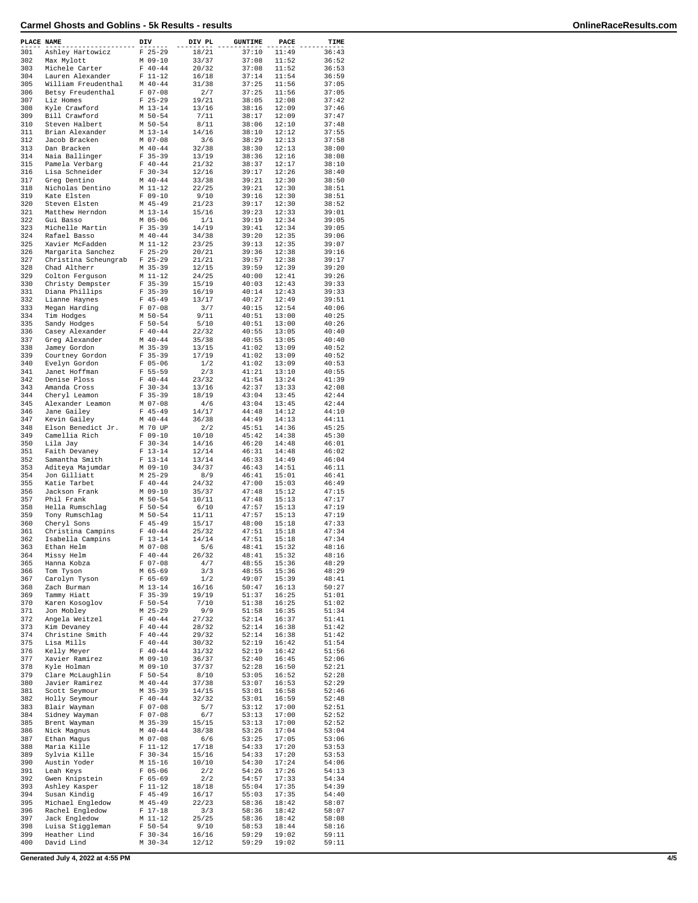# Carmel Ghosts and Goblins - 5k Results - results

| PLACE | NAME | DIV | DIV PL | GUNTIME | PACE | TIME |
|---|---|---|---|---|---|---|
| 301 | Ashley Hartowicz | F 25-29 | 18/21 | 37:10 | 11:49 | 36:43 |
| 302 | Max Mylott | M 09-10 | 33/37 | 37:08 | 11:52 | 36:52 |
| 303 | Michele Carter | F 40-44 | 20/32 | 37:08 | 11:52 | 36:53 |
| 304 | Lauren Alexander | F 11-12 | 16/18 | 37:14 | 11:54 | 36:59 |
| 305 | William Freudenthal | M 40-44 | 31/38 | 37:25 | 11:56 | 37:05 |
| 306 | Betsy Freudenthal | F 07-08 | 2/7 | 37:25 | 11:56 | 37:05 |
| 307 | Liz Homes | F 25-29 | 19/21 | 38:05 | 12:08 | 37:42 |
| 308 | Kyle Crawford | M 13-14 | 13/16 | 38:16 | 12:09 | 37:46 |
| 309 | Bill Crawford | M 50-54 | 7/11 | 38:17 | 12:09 | 37:47 |
| 310 | Steven Halbert | M 50-54 | 8/11 | 38:06 | 12:10 | 37:48 |
| 311 | Brian Alexander | M 13-14 | 14/16 | 38:10 | 12:12 | 37:55 |
| 312 | Jacob Bracken | M 07-08 | 3/6 | 38:29 | 12:13 | 37:58 |
| 313 | Dan Bracken | M 40-44 | 32/38 | 38:30 | 12:13 | 38:00 |
| 314 | Naia Ballinger | F 35-39 | 13/19 | 38:36 | 12:16 | 38:08 |
| 315 | Pamela Verbarg | F 40-44 | 21/32 | 38:37 | 12:17 | 38:10 |
| 316 | Lisa Schneider | F 30-34 | 12/16 | 39:17 | 12:26 | 38:40 |
| 317 | Greg Dentino | M 40-44 | 33/38 | 39:21 | 12:30 | 38:50 |
| 318 | Nicholas Dentino | M 11-12 | 22/25 | 39:21 | 12:30 | 38:51 |
| 319 | Kate Elsten | F 09-10 | 9/10 | 39:16 | 12:30 | 38:51 |
| 320 | Steven Elsten | M 45-49 | 21/23 | 39:17 | 12:30 | 38:52 |
| 321 | Matthew Herndon | M 13-14 | 15/16 | 39:23 | 12:33 | 39:01 |
| 322 | Gui Basso | M 05-06 | 1/1 | 39:19 | 12:34 | 39:05 |
| 323 | Michelle Martin | F 35-39 | 14/19 | 39:41 | 12:34 | 39:05 |
| 324 | Rafael Basso | M 40-44 | 34/38 | 39:20 | 12:35 | 39:06 |
| 325 | Xavier McFadden | M 11-12 | 23/25 | 39:13 | 12:35 | 39:07 |
| 326 | Margarita Sanchez | F 25-29 | 20/21 | 39:36 | 12:38 | 39:16 |
| 327 | Christina Scheungrab | F 25-29 | 21/21 | 39:57 | 12:38 | 39:17 |
| 328 | Chad Altherr | M 35-39 | 12/15 | 39:59 | 12:39 | 39:20 |
| 329 | Colton Ferguson | M 11-12 | 24/25 | 40:00 | 12:41 | 39:26 |
| 330 | Christy Dempster | F 35-39 | 15/19 | 40:03 | 12:43 | 39:33 |
| 331 | Diana Phillips | F 35-39 | 16/19 | 40:14 | 12:43 | 39:33 |
| 332 | Lianne Haynes | F 45-49 | 13/17 | 40:27 | 12:49 | 39:51 |
| 333 | Megan Harding | F 07-08 | 3/7 | 40:15 | 12:54 | 40:06 |
| 334 | Tim Hodges | M 50-54 | 9/11 | 40:51 | 13:00 | 40:25 |
| 335 | Sandy Hodges | F 50-54 | 5/10 | 40:51 | 13:00 | 40:26 |
| 336 | Casey Alexander | F 40-44 | 22/32 | 40:55 | 13:05 | 40:40 |
| 337 | Greg Alexander | M 40-44 | 35/38 | 40:55 | 13:05 | 40:40 |
| 338 | Jamey Gordon | M 35-39 | 13/15 | 41:02 | 13:09 | 40:52 |
| 339 | Courtney Gordon | F 35-39 | 17/19 | 41:02 | 13:09 | 40:52 |
| 340 | Evelyn Gordon | F 05-06 | 1/2 | 41:02 | 13:09 | 40:53 |
| 341 | Janet Hoffman | F 55-59 | 2/3 | 41:21 | 13:10 | 40:55 |
| 342 | Denise Ploss | F 40-44 | 23/32 | 41:54 | 13:24 | 41:39 |
| 343 | Amanda Cross | F 30-34 | 13/16 | 42:37 | 13:33 | 42:08 |
| 344 | Cheryl Leamon | F 35-39 | 18/19 | 43:04 | 13:45 | 42:44 |
| 345 | Alexander Leamon | M 07-08 | 4/6 | 43:04 | 13:45 | 42:44 |
| 346 | Jane Gailey | F 45-49 | 14/17 | 44:48 | 14:12 | 44:10 |
| 347 | Kevin Gailey | M 40-44 | 36/38 | 44:49 | 14:13 | 44:11 |
| 348 | Elson Benedict Jr. | M 70 UP | 2/2 | 45:51 | 14:36 | 45:25 |
| 349 | Camellia Rich | F 09-10 | 10/10 | 45:42 | 14:38 | 45:30 |
| 350 | Lila Jay | F 30-34 | 14/16 | 46:20 | 14:48 | 46:01 |
| 351 | Faith Devaney | F 13-14 | 12/14 | 46:31 | 14:48 | 46:02 |
| 352 | Samantha Smith | F 13-14 | 13/14 | 46:33 | 14:49 | 46:04 |
| 353 | Aditeya Majumdar | M 09-10 | 34/37 | 46:43 | 14:51 | 46:11 |
| 354 | Jon Gilliatt | M 25-29 | 8/9 | 46:41 | 15:01 | 46:41 |
| 355 | Katie Tarbet | F 40-44 | 24/32 | 47:00 | 15:03 | 46:49 |
| 356 | Jackson Frank | M 09-10 | 35/37 | 47:48 | 15:12 | 47:15 |
| 357 | Phil Frank | M 50-54 | 10/11 | 47:48 | 15:13 | 47:17 |
| 358 | Hella Rumschlag | F 50-54 | 6/10 | 47:57 | 15:13 | 47:19 |
| 359 | Tony Rumschlag | M 50-54 | 11/11 | 47:57 | 15:13 | 47:19 |
| 360 | Cheryl Sons | F 45-49 | 15/17 | 48:00 | 15:18 | 47:33 |
| 361 | Christina Campins | F 40-44 | 25/32 | 47:51 | 15:18 | 47:34 |
| 362 | Isabella Campins | F 13-14 | 14/14 | 47:51 | 15:18 | 47:34 |
| 363 | Ethan Helm | M 07-08 | 5/6 | 48:41 | 15:32 | 48:16 |
| 364 | Missy Helm | F 40-44 | 26/32 | 48:41 | 15:32 | 48:16 |
| 365 | Hanna Kobza | F 07-08 | 4/7 | 48:55 | 15:36 | 48:29 |
| 366 | Tom Tyson | M 65-69 | 3/3 | 48:55 | 15:36 | 48:29 |
| 367 | Carolyn Tyson | F 65-69 | 1/2 | 49:07 | 15:39 | 48:41 |
| 368 | Zach Burman | M 13-14 | 16/16 | 50:47 | 16:13 | 50:27 |
| 369 | Tammy Hiatt | F 35-39 | 19/19 | 51:37 | 16:25 | 51:01 |
| 370 | Karen Kosoglov | F 50-54 | 7/10 | 51:38 | 16:25 | 51:02 |
| 371 | Jon Mobley | M 25-29 | 9/9 | 51:58 | 16:35 | 51:34 |
| 372 | Angela Weitzel | F 40-44 | 27/32 | 52:14 | 16:37 | 51:41 |
| 373 | Kim Devaney | F 40-44 | 28/32 | 52:14 | 16:38 | 51:42 |
| 374 | Christine Smith | F 40-44 | 29/32 | 52:14 | 16:38 | 51:42 |
| 375 | Lisa Mills | F 40-44 | 30/32 | 52:19 | 16:42 | 51:54 |
| 376 | Kelly Meyer | F 40-44 | 31/32 | 52:19 | 16:42 | 51:56 |
| 377 | Xavier Ramirez | M 09-10 | 36/37 | 52:40 | 16:45 | 52:06 |
| 378 | Kyle Holman | M 09-10 | 37/37 | 52:28 | 16:50 | 52:21 |
| 379 | Clare McLaughlin | F 50-54 | 8/10 | 53:05 | 16:52 | 52:28 |
| 380 | Javier Ramirez | M 40-44 | 37/38 | 53:07 | 16:53 | 52:29 |
| 381 | Scott Seymour | M 35-39 | 14/15 | 53:01 | 16:58 | 52:46 |
| 382 | Holly Seymour | F 40-44 | 32/32 | 53:01 | 16:59 | 52:48 |
| 383 | Blair Wayman | F 07-08 | 5/7 | 53:12 | 17:00 | 52:51 |
| 384 | Sidney Wayman | F 07-08 | 6/7 | 53:13 | 17:00 | 52:52 |
| 385 | Brent Wayman | M 35-39 | 15/15 | 53:13 | 17:00 | 52:52 |
| 386 | Nick Magnus | M 40-44 | 38/38 | 53:26 | 17:04 | 53:04 |
| 387 | Ethan Magus | M 07-08 | 6/6 | 53:25 | 17:05 | 53:06 |
| 388 | Maria Kille | F 11-12 | 17/18 | 54:33 | 17:20 | 53:53 |
| 389 | Sylvia Kille | F 30-34 | 15/16 | 54:33 | 17:20 | 53:53 |
| 390 | Austin Yoder | M 15-16 | 10/10 | 54:30 | 17:24 | 54:06 |
| 391 | Leah Keys | F 05-06 | 2/2 | 54:26 | 17:26 | 54:13 |
| 392 | Gwen Knipstein | F 65-69 | 2/2 | 54:57 | 17:33 | 54:34 |
| 393 | Ashley Kasper | F 11-12 | 18/18 | 55:04 | 17:35 | 54:39 |
| 394 | Susan Kindig | F 45-49 | 16/17 | 55:03 | 17:35 | 54:40 |
| 395 | Michael Engledow | M 45-49 | 22/23 | 58:36 | 18:42 | 58:07 |
| 396 | Rachel Engledow | F 17-18 | 3/3 | 58:36 | 18:42 | 58:07 |
| 397 | Jack Engledow | M 11-12 | 25/25 | 58:36 | 18:42 | 58:08 |
| 398 | Luisa Stiggleman | F 50-54 | 9/10 | 58:53 | 18:44 | 58:16 |
| 399 | Heather Lind | F 30-34 | 16/16 | 59:29 | 19:02 | 59:11 |
| 400 | David Lind | M 30-34 | 12/12 | 59:29 | 19:02 | 59:11 |

Generated July 4, 2022 at 4:55 PM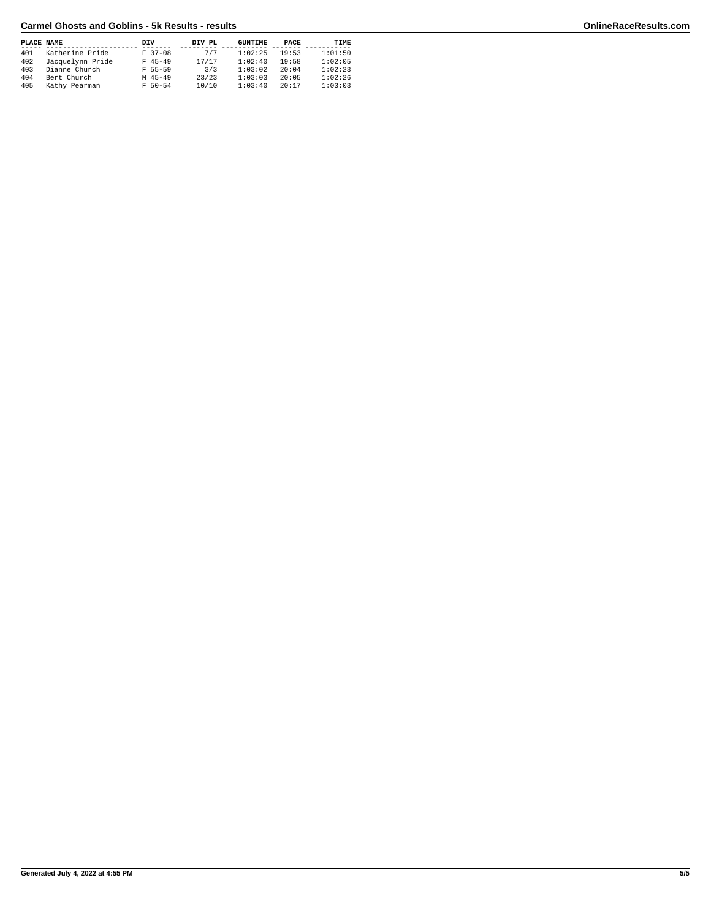| PLACE | NAME | DIV | DIV PL | GUNTIME | PACE | TIME |
|---|---|---|---|---|---|---|
| 401 | Katherine Pride | F 07-08 | 7/7 | 1:02:25 | 19:53 | 1:01:50 |
| 402 | Jacquelynn Pride | F 45-49 | 17/17 | 1:02:40 | 19:58 | 1:02:05 |
| 403 | Dianne Church | F 55-59 | 3/3 | 1:03:02 | 20:04 | 1:02:23 |
| 404 | Bert Church | M 45-49 | 23/23 | 1:03:03 | 20:05 | 1:02:26 |
| 405 | Kathy Pearman | F 50-54 | 10/10 | 1:03:40 | 20:17 | 1:03:03 |